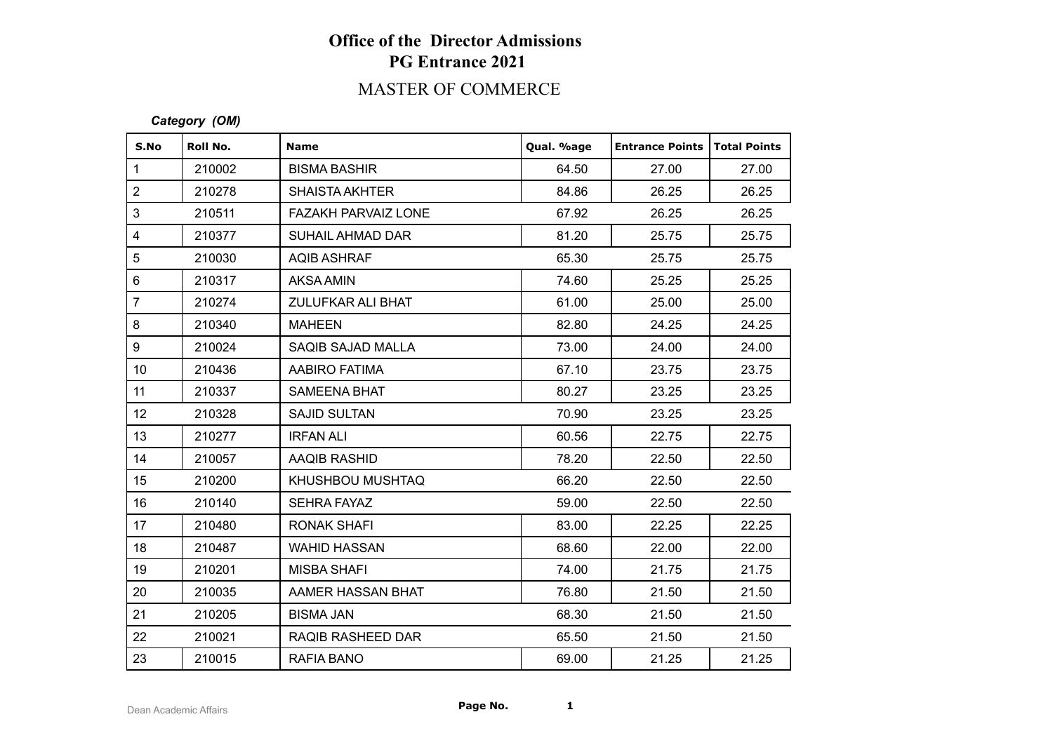# Office of the Director Admissions
## PG Entrance 2021

## MASTER OF COMMERCE

***Category (OM)***

| S.No | Roll No. | Name | Qual. %age | Entrance Points | Total Points |
|---|---|---|---|---|---|
| 1 | 210002 | BISMA BASHIR | 64.50 | 27.00 | 27.00 |
| 2 | 210278 | SHAISTA AKHTER | 84.86 | 26.25 | 26.25 |
| 3 | 210511 | FAZAKH PARVAIZ LONE | 67.92 | 26.25 | 26.25 |
| 4 | 210377 | SUHAIL AHMAD DAR | 81.20 | 25.75 | 25.75 |
| 5 | 210030 | AQIB ASHRAF | 65.30 | 25.75 | 25.75 |
| 6 | 210317 | AKSA AMIN | 74.60 | 25.25 | 25.25 |
| 7 | 210274 | ZULUFKAR ALI BHAT | 61.00 | 25.00 | 25.00 |
| 8 | 210340 | MAHEEN | 82.80 | 24.25 | 24.25 |
| 9 | 210024 | SAQIB SAJAD MALLA | 73.00 | 24.00 | 24.00 |
| 10 | 210436 | AABIRO FATIMA | 67.10 | 23.75 | 23.75 |
| 11 | 210337 | SAMEENA BHAT | 80.27 | 23.25 | 23.25 |
| 12 | 210328 | SAJID SULTAN | 70.90 | 23.25 | 23.25 |
| 13 | 210277 | IRFAN ALI | 60.56 | 22.75 | 22.75 |
| 14 | 210057 | AAQIB RASHID | 78.20 | 22.50 | 22.50 |
| 15 | 210200 | KHUSHBOU MUSHTAQ | 66.20 | 22.50 | 22.50 |
| 16 | 210140 | SEHRA FAYAZ | 59.00 | 22.50 | 22.50 |
| 17 | 210480 | RONAK SHAFI | 83.00 | 22.25 | 22.25 |
| 18 | 210487 | WAHID HASSAN | 68.60 | 22.00 | 22.00 |
| 19 | 210201 | MISBA SHAFI | 74.00 | 21.75 | 21.75 |
| 20 | 210035 | AAMER HASSAN BHAT | 76.80 | 21.50 | 21.50 |
| 21 | 210205 | BISMA JAN | 68.30 | 21.50 | 21.50 |
| 22 | 210021 | RAQIB RASHEED DAR | 65.50 | 21.50 | 21.50 |
| 23 | 210015 | RAFIA BANO | 69.00 | 21.25 | 21.25 |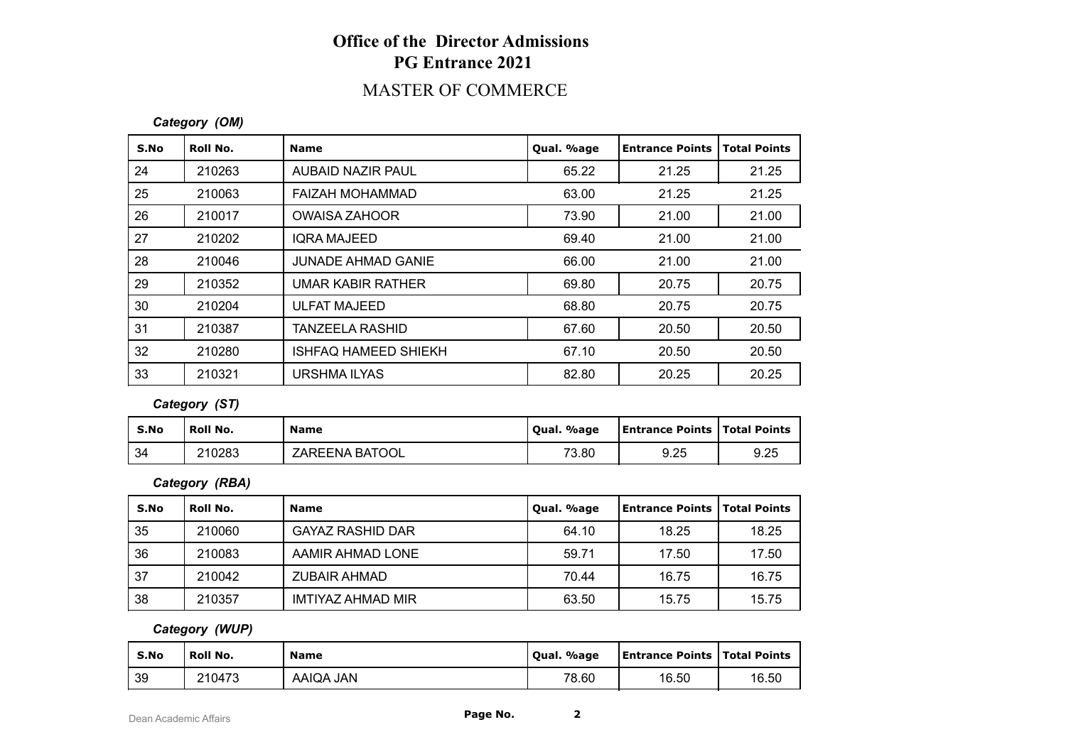# Office of the Director Admissions
## PG Entrance 2021
### MASTER OF COMMERCE

***Category (OM)***

| S.No | Roll No. | Name | Qual. %age | Entrance Points | Total Points |
|---|---|---|---|---|---|
| 24 | 210263 | AUBAID NAZIR PAUL | 65.22 | 21.25 | 21.25 |
| 25 | 210063 | FAIZAH MOHAMMAD | 63.00 | 21.25 | 21.25 |
| 26 | 210017 | OWAISA ZAHOOR | 73.90 | 21.00 | 21.00 |
| 27 | 210202 | IQRA MAJEED | 69.40 | 21.00 | 21.00 |
| 28 | 210046 | JUNADE AHMAD GANIE | 66.00 | 21.00 | 21.00 |
| 29 | 210352 | UMAR KABIR RATHER | 69.80 | 20.75 | 20.75 |
| 30 | 210204 | ULFAT MAJEED | 68.80 | 20.75 | 20.75 |
| 31 | 210387 | TANZEELA RASHID | 67.60 | 20.50 | 20.50 |
| 32 | 210280 | ISHFAQ HAMEED SHIEKH | 67.10 | 20.50 | 20.50 |
| 33 | 210321 | URSHMA ILYAS | 82.80 | 20.25 | 20.25 |

***Category (ST)***

| S.No | Roll No. | Name | Qual. %age | Entrance Points | Total Points |
|---|---|---|---|---|---|
| 34 | 210283 | ZAREENA BATOOL | 73.80 | 9.25 | 9.25 |

***Category (RBA)***

| S.No | Roll No. | Name | Qual. %age | Entrance Points | Total Points |
|---|---|---|---|---|---|
| 35 | 210060 | GAYAZ RASHID DAR | 64.10 | 18.25 | 18.25 |
| 36 | 210083 | AAMIR AHMAD LONE | 59.71 | 17.50 | 17.50 |
| 37 | 210042 | ZUBAIR AHMAD | 70.44 | 16.75 | 16.75 |
| 38 | 210357 | IMTIYAZ AHMAD MIR | 63.50 | 15.75 | 15.75 |

***Category (WUP)***

| S.No | Roll No. | Name | Qual. %age | Entrance Points | Total Points |
|---|---|---|---|---|---|
| 39 | 210473 | AAIQA JAN | 78.60 | 16.50 | 16.50 |

Dean Academic Affairs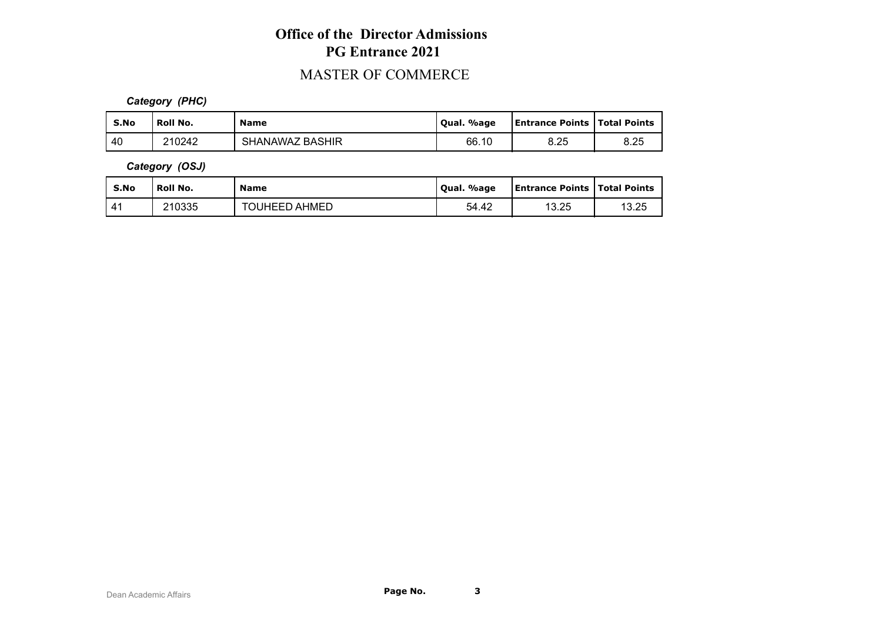# Office of the Director Admissions
## PG Entrance 2021
## MASTER OF COMMERCE

***Category (PHC)***

| S.No | Roll No. | Name | Qual. %age | Entrance Points | Total Points |
|---|---|---|---|---|---|
| 40 | 210242 | SHANAWAZ BASHIR | 66.10 | 8.25 | 8.25 |

***Category (OSJ)***

| S.No | Roll No. | Name | Qual. %age | Entrance Points | Total Points |
|---|---|---|---|---|---|
| 41 | 210335 | TOUHEED AHMED | 54.42 | 13.25 | 13.25 |

Dean Academic Affairs